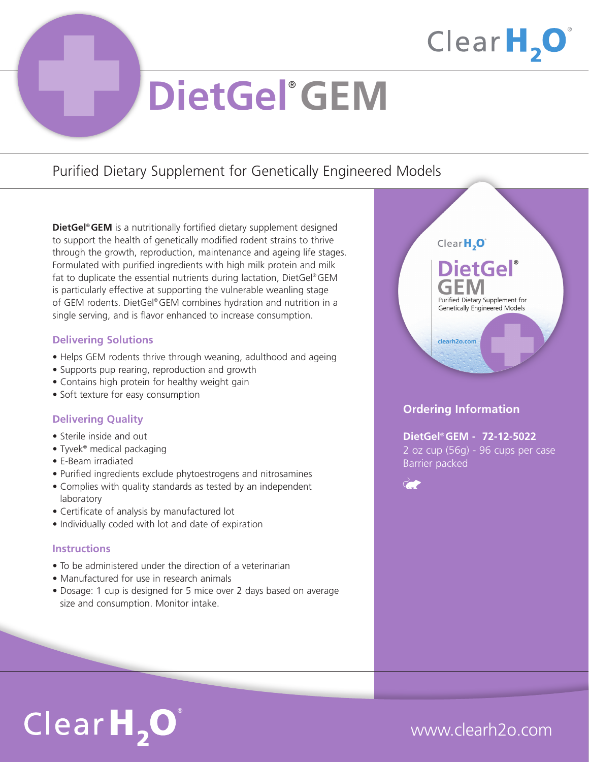# DietGel® GEM

## Purified Dietary Supplement for Genetically Engineered Models

**DietGel® GEM** is a nutritionally fortified dietary supplement designed to support the health of genetically modified rodent strains to thrive through the growth, reproduction, maintenance and ageing life stages. Formulated with purified ingredients with high milk protein and milk fat to duplicate the essential nutrients during lactation, DietGel® GEM is particularly effective at supporting the vulnerable weanling stage of GEM rodents. DietGel® GEM combines hydration and nutrition in a single serving, and is flavor enhanced to increase consumption.

### Delivering Solutions

- Helps GEM rodents thrive through weaning, adulthood and ageing
- Supports pup rearing, reproduction and growth
- Contains high protein for healthy weight gain
- Soft texture for easy consumption

### Delivering Quality

- Sterile inside and out
- Tyvek® medical packaging
- E-Beam irradiated
- Purified ingredients exclude phytoestrogens and nitrosamines
- Complies with quality standards as tested by an independent laboratory
- Certificate of analysis by manufactured lot
- Individually coded with lot and date of expiration

### Instructions

- To be administered under the direction of a veterinarian
- Manufactured for use in research animals
- Dosage: 1 cup is designed for 5 mice over 2 days based on average size and consumption. Monitor intake.

### Ordering Information

**DietGel® GEM - 72-12-5022**
2 oz cup (56g) - 96 cups per case
Barrier packed

ClearH2O®

www.clearh2o.com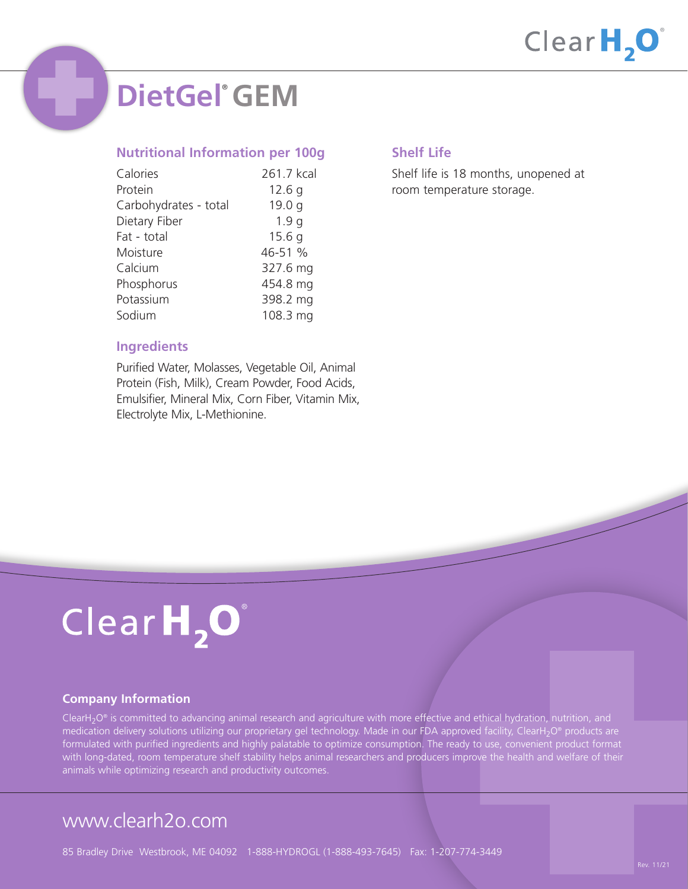# DietGel® GEM

## Nutritional Information per 100g

| | |
|---|---|
| Calories | 261.7 kcal |
| Protein | 12.6 g |
| Carbohydrates - total | 19.0 g |
| Dietary Fiber | 1.9 g |
| Fat - total | 15.6 g |
| Moisture | 46-51 % |
| Calcium | 327.6 mg |
| Phosphorus | 454.8 mg |
| Potassium | 398.2 mg |
| Sodium | 108.3 mg |

## Ingredients

Purified Water, Molasses, Vegetable Oil, Animal Protein (Fish, Milk), Cream Powder, Food Acids, Emulsifier, Mineral Mix, Corn Fiber, Vitamin Mix, Electrolyte Mix, L-Methionine.

## Shelf Life

Shelf life is 18 months, unopened at room temperature storage.

ClearH$_2$O®

### Company Information

ClearH$_2$O® is committed to advancing animal research and agriculture with more effective and ethical hydration, nutrition, and medication delivery solutions utilizing our proprietary gel technology. Made in our FDA approved facility, ClearH$_2$O® products are formulated with purified ingredients and highly palatable to optimize consumption. The ready to use, convenient product format with long-dated, room temperature shelf stability helps animal researchers and producers improve the health and welfare of their animals while optimizing research and productivity outcomes.

## www.clearh2o.com

85 Bradley Drive Westbrook, ME 04092 1-888-HYDROGL (1-888-493-7645) Fax: 1-207-774-3449

Rev. 11/21